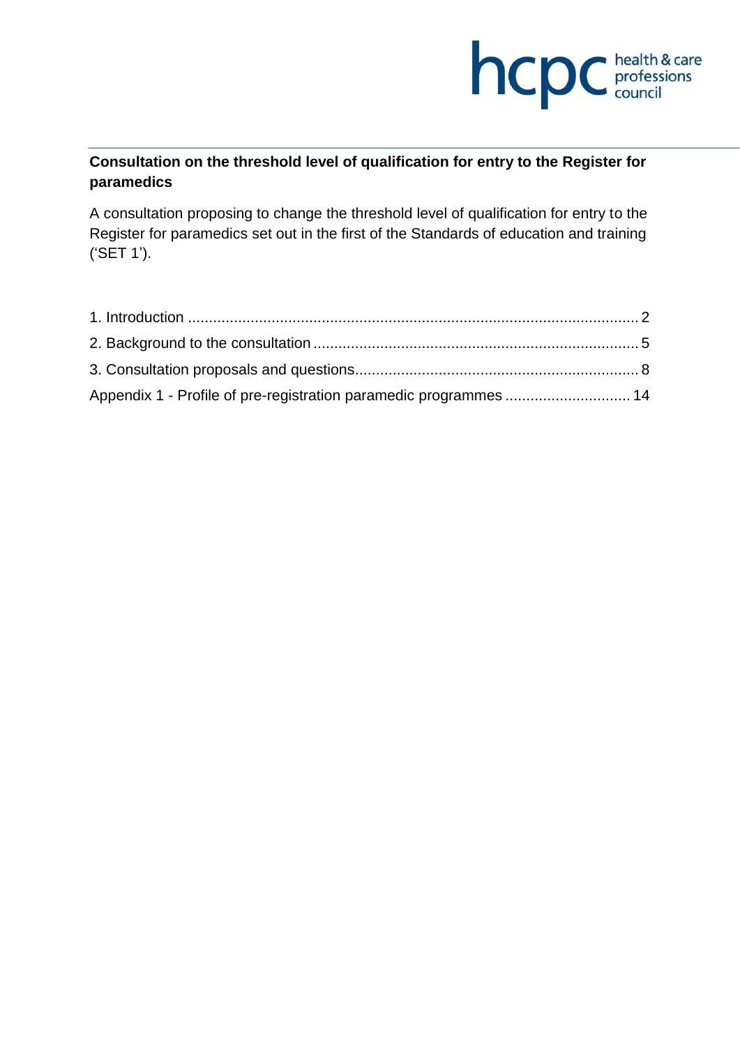**Consultation on the threshold level of qualification for entry to the Register for paramedics**

A consultation proposing to change the threshold level of qualification for entry to the Register for paramedics set out in the first of the Standards of education and training ('SET 1').

1. Introduction ............................................................................................................ 2
2. Background to the consultation ............................................................................. 5
3. Consultation proposals and questions.................................................................... 8
Appendix 1 - Profile of pre-registration paramedic programmes ............................. 14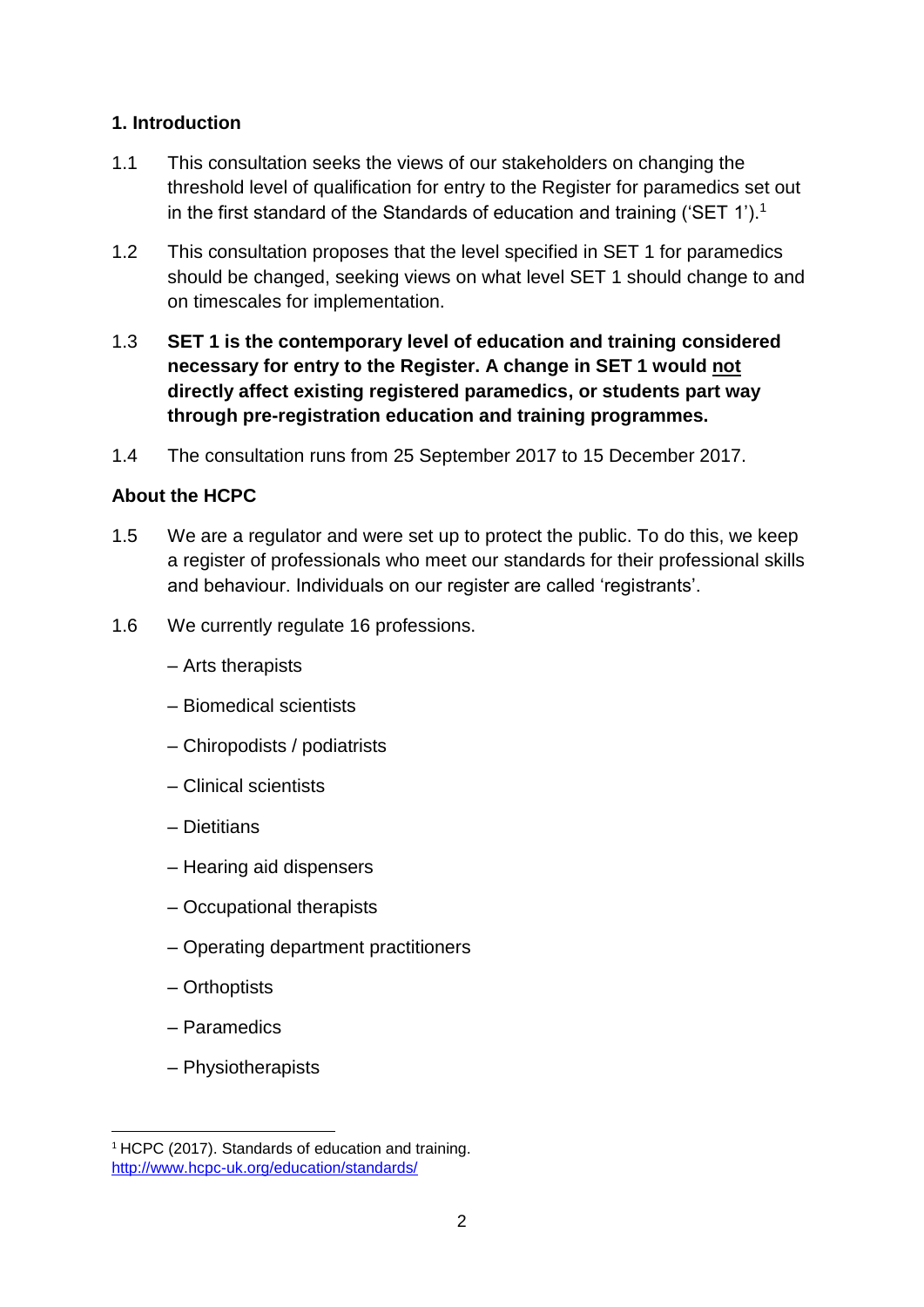## 1. Introduction

1.1 This consultation seeks the views of our stakeholders on changing the threshold level of qualification for entry to the Register for paramedics set out in the first standard of the Standards of education and training ('SET 1').[1]

1.2 This consultation proposes that the level specified in SET 1 for paramedics should be changed, seeking views on what level SET 1 should change to and on timescales for implementation.

1.3 **SET 1 is the contemporary level of education and training considered necessary for entry to the Register. A change in SET 1 would <u>not</u> directly affect existing registered paramedics, or students part way through pre-registration education and training programmes.**

1.4 The consultation runs from 25 September 2017 to 15 December 2017.

### About the HCPC

1.5 We are a regulator and were set up to protect the public. To do this, we keep a register of professionals who meet our standards for their professional skills and behaviour. Individuals on our register are called 'registrants'.

1.6 We currently regulate 16 professions.

- Arts therapists
- Biomedical scientists
- Chiropodists / podiatrists
- Clinical scientists
- Dietitians
- Hearing aid dispensers
- Occupational therapists
- Operating department practitioners
- Orthoptists
- Paramedics
- Physiotherapists

---

[1] HCPC (2017). Standards of education and training. http://www.hcpc-uk.org/education/standards/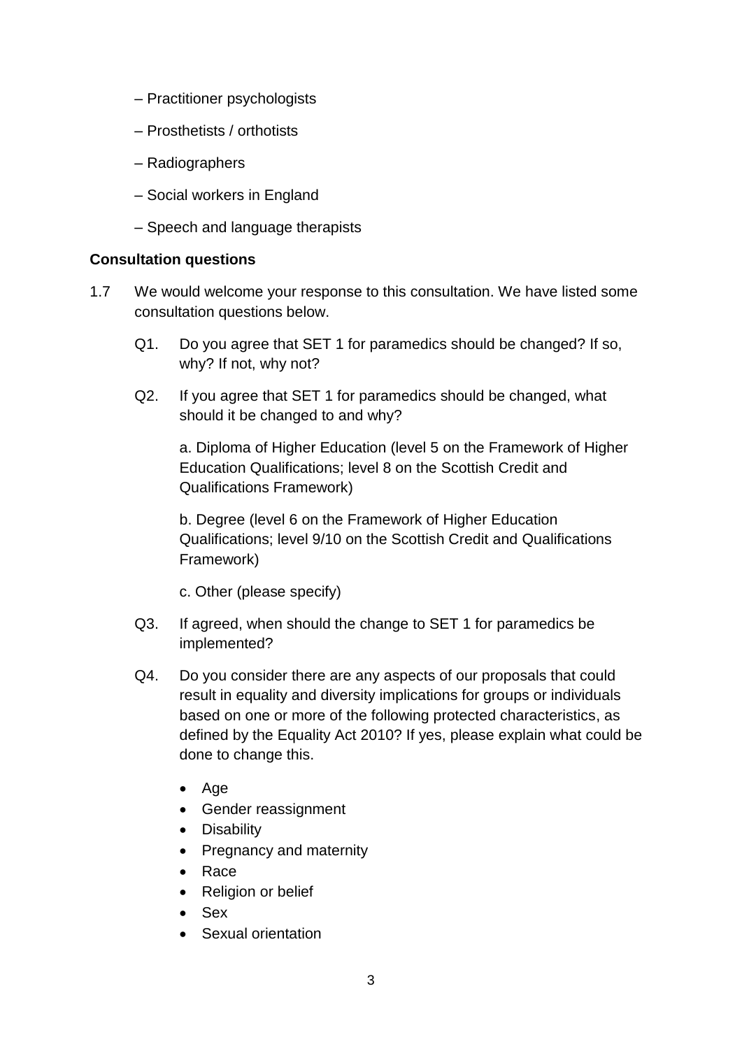– Practitioner psychologists

– Prosthetists / orthotists

– Radiographers

– Social workers in England

– Speech and language therapists

**Consultation questions**

1.7 We would welcome your response to this consultation. We have listed some consultation questions below.

Q1. Do you agree that SET 1 for paramedics should be changed? If so, why? If not, why not?

Q2. If you agree that SET 1 for paramedics should be changed, what should it be changed to and why?

a. Diploma of Higher Education (level 5 on the Framework of Higher Education Qualifications; level 8 on the Scottish Credit and Qualifications Framework)

b. Degree (level 6 on the Framework of Higher Education Qualifications; level 9/10 on the Scottish Credit and Qualifications Framework)

c. Other (please specify)

Q3. If agreed, when should the change to SET 1 for paramedics be implemented?

Q4. Do you consider there are any aspects of our proposals that could result in equality and diversity implications for groups or individuals based on one or more of the following protected characteristics, as defined by the Equality Act 2010? If yes, please explain what could be done to change this.

- Age
- Gender reassignment
- Disability
- Pregnancy and maternity
- Race
- Religion or belief
- Sex
- Sexual orientation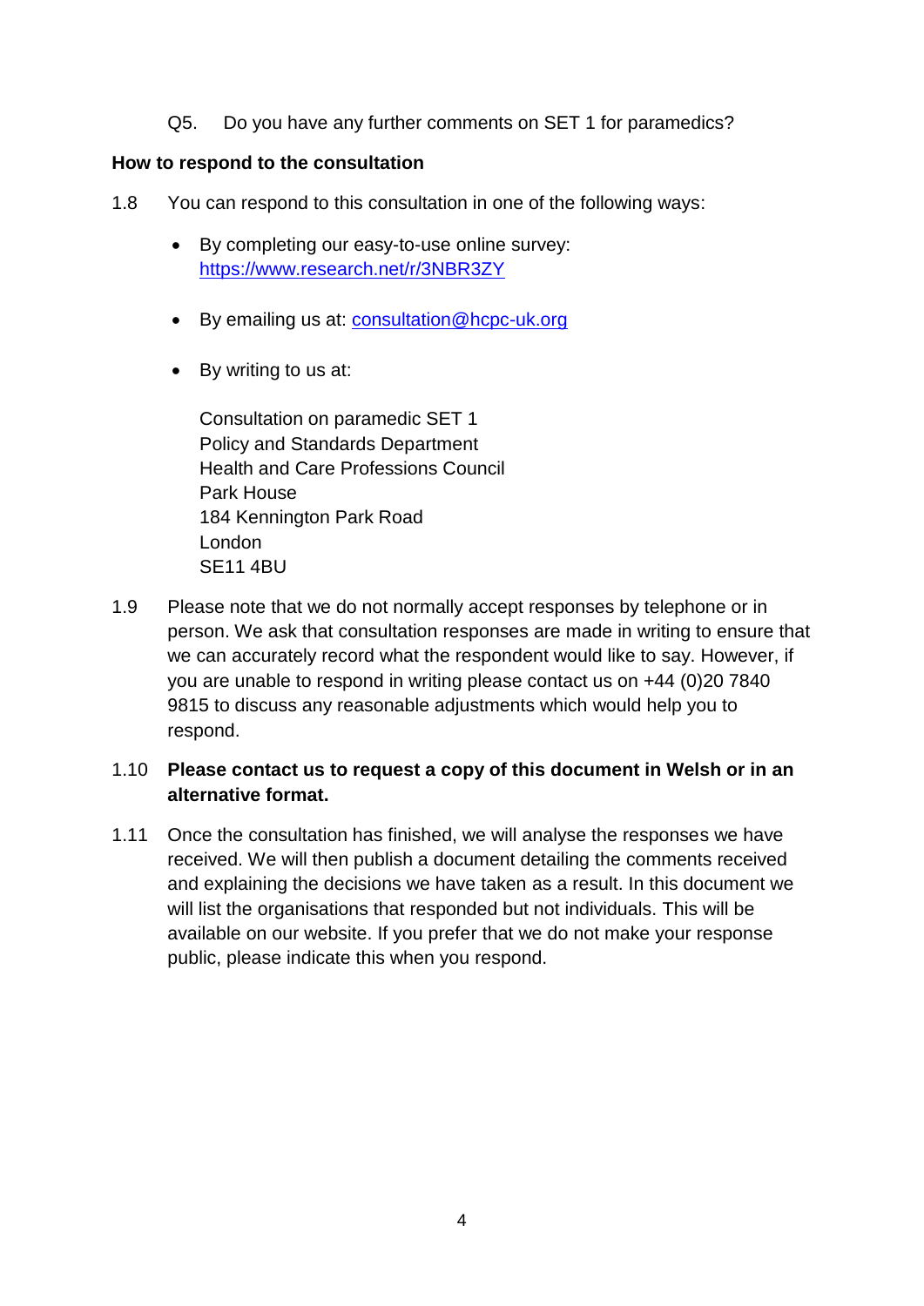Q5. Do you have any further comments on SET 1 for paramedics?

**How to respond to the consultation**

1.8 You can respond to this consultation in one of the following ways:

- By completing our easy-to-use online survey: https://www.research.net/r/3NBR3ZY

- By emailing us at: consultation@hcpc-uk.org

- By writing to us at:

  Consultation on paramedic SET 1
  Policy and Standards Department
  Health and Care Professions Council
  Park House
  184 Kennington Park Road
  London
  SE11 4BU

1.9 Please note that we do not normally accept responses by telephone or in person. We ask that consultation responses are made in writing to ensure that we can accurately record what the respondent would like to say. However, if you are unable to respond in writing please contact us on +44 (0)20 7840 9815 to discuss any reasonable adjustments which would help you to respond.

1.10 **Please contact us to request a copy of this document in Welsh or in an alternative format.**

1.11 Once the consultation has finished, we will analyse the responses we have received. We will then publish a document detailing the comments received and explaining the decisions we have taken as a result. In this document we will list the organisations that responded but not individuals. This will be available on our website. If you prefer that we do not make your response public, please indicate this when you respond.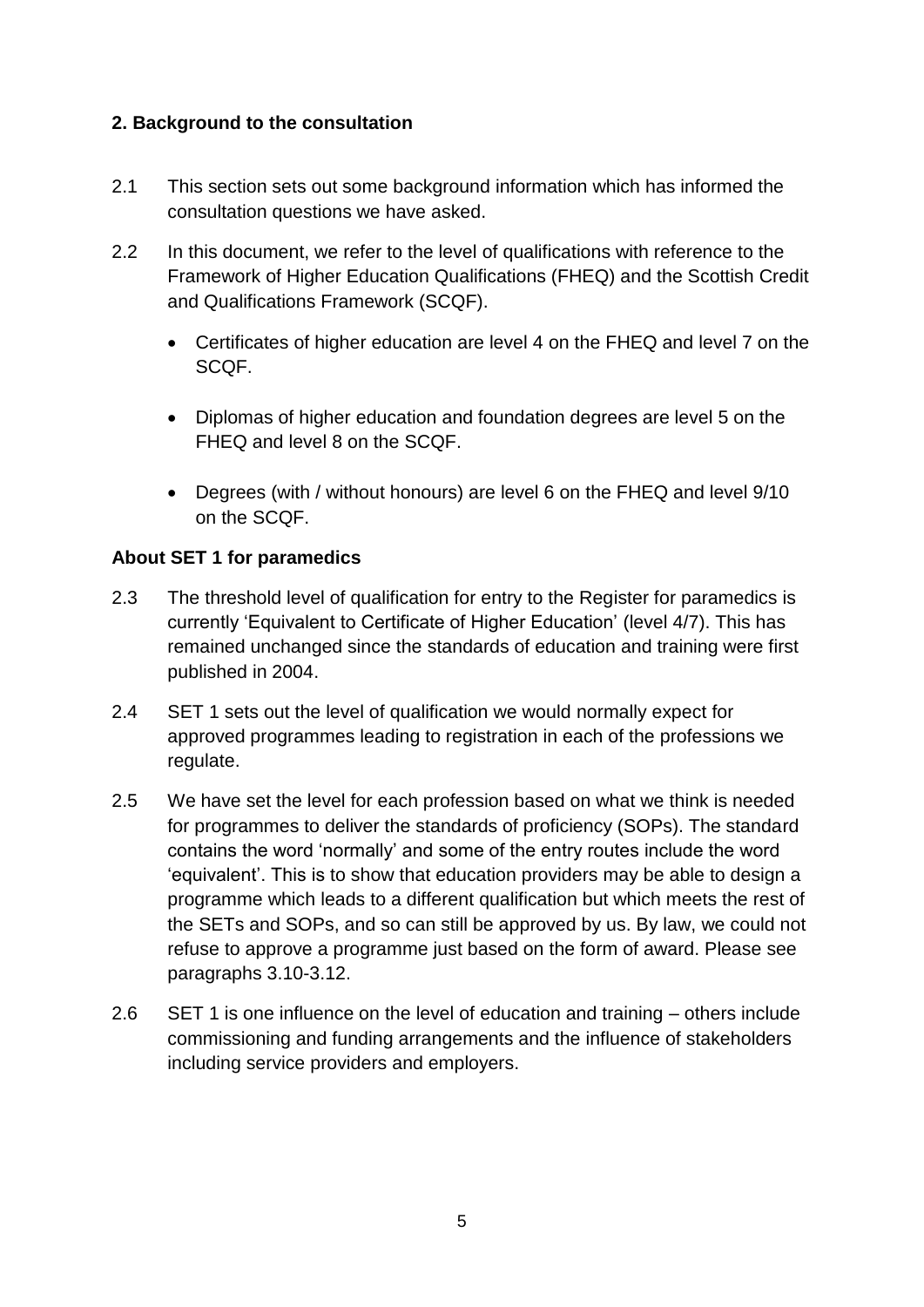## 2. Background to the consultation

2.1 This section sets out some background information which has informed the consultation questions we have asked.

2.2 In this document, we refer to the level of qualifications with reference to the Framework of Higher Education Qualifications (FHEQ) and the Scottish Credit and Qualifications Framework (SCQF).

- Certificates of higher education are level 4 on the FHEQ and level 7 on the SCQF.
- Diplomas of higher education and foundation degrees are level 5 on the FHEQ and level 8 on the SCQF.
- Degrees (with / without honours) are level 6 on the FHEQ and level 9/10 on the SCQF.

### About SET 1 for paramedics

2.3 The threshold level of qualification for entry to the Register for paramedics is currently 'Equivalent to Certificate of Higher Education' (level 4/7). This has remained unchanged since the standards of education and training were first published in 2004.

2.4 SET 1 sets out the level of qualification we would normally expect for approved programmes leading to registration in each of the professions we regulate.

2.5 We have set the level for each profession based on what we think is needed for programmes to deliver the standards of proficiency (SOPs). The standard contains the word 'normally' and some of the entry routes include the word 'equivalent'. This is to show that education providers may be able to design a programme which leads to a different qualification but which meets the rest of the SETs and SOPs, and so can still be approved by us. By law, we could not refuse to approve a programme just based on the form of award. Please see paragraphs 3.10-3.12.

2.6 SET 1 is one influence on the level of education and training – others include commissioning and funding arrangements and the influence of stakeholders including service providers and employers.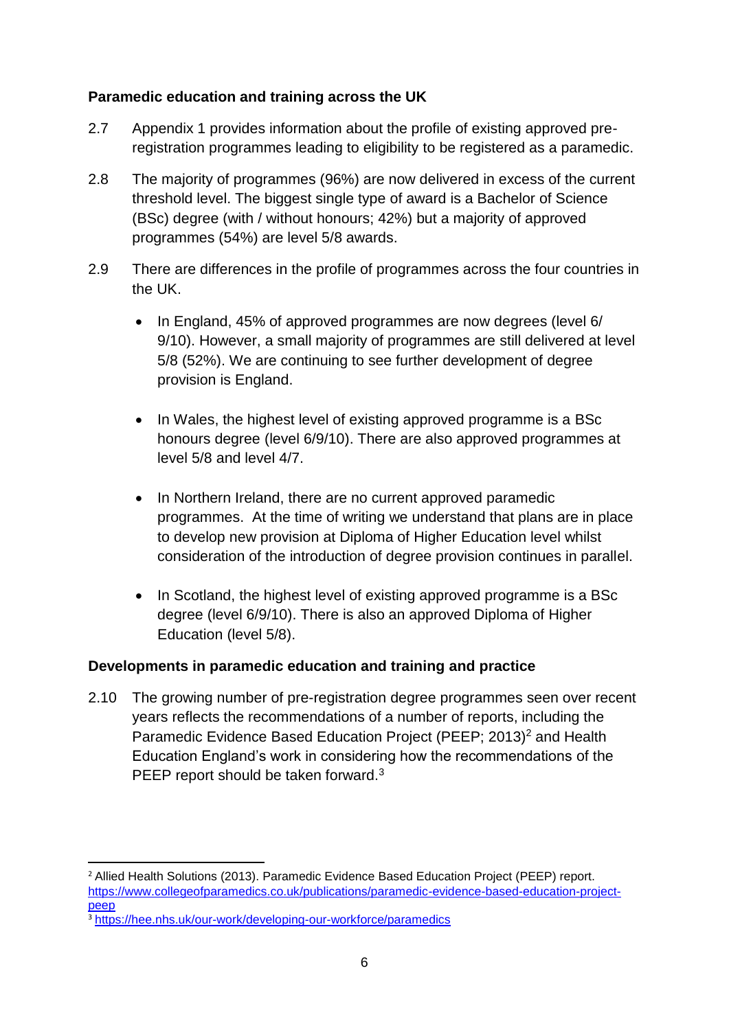**Paramedic education and training across the UK**

2.7 Appendix 1 provides information about the profile of existing approved pre-registration programmes leading to eligibility to be registered as a paramedic.

2.8 The majority of programmes (96%) are now delivered in excess of the current threshold level. The biggest single type of award is a Bachelor of Science (BSc) degree (with / without honours; 42%) but a majority of approved programmes (54%) are level 5/8 awards.

2.9 There are differences in the profile of programmes across the four countries in the UK.

- In England, 45% of approved programmes are now degrees (level 6/ 9/10). However, a small majority of programmes are still delivered at level 5/8 (52%). We are continuing to see further development of degree provision is England.

- In Wales, the highest level of existing approved programme is a BSc honours degree (level 6/9/10). There are also approved programmes at level 5/8 and level 4/7.

- In Northern Ireland, there are no current approved paramedic programmes. At the time of writing we understand that plans are in place to develop new provision at Diploma of Higher Education level whilst consideration of the introduction of degree provision continues in parallel.

- In Scotland, the highest level of existing approved programme is a BSc degree (level 6/9/10). There is also an approved Diploma of Higher Education (level 5/8).

**Developments in paramedic education and training and practice**

2.10 The growing number of pre-registration degree programmes seen over recent years reflects the recommendations of a number of reports, including the Paramedic Evidence Based Education Project (PEEP; 2013)[2] and Health Education England's work in considering how the recommendations of the PEEP report should be taken forward.[3]

[2] Allied Health Solutions (2013). Paramedic Evidence Based Education Project (PEEP) report. https://www.collegeofparamedics.co.uk/publications/paramedic-evidence-based-education-project-peep

[3] https://hee.nhs.uk/our-work/developing-our-workforce/paramedics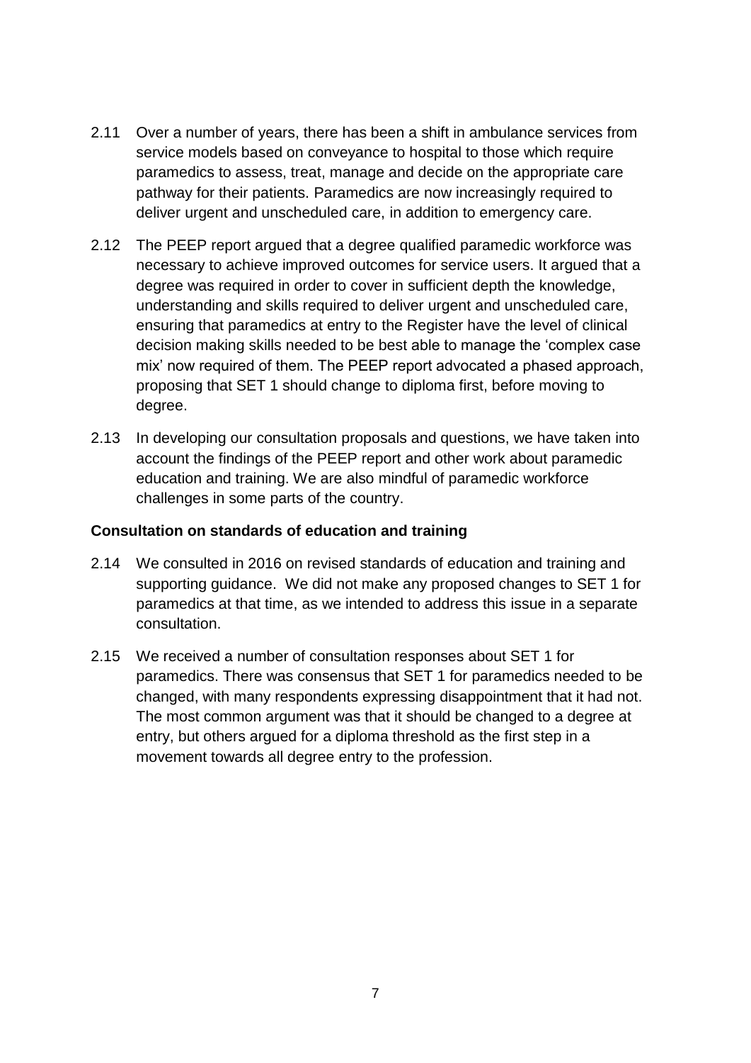2.11 Over a number of years, there has been a shift in ambulance services from service models based on conveyance to hospital to those which require paramedics to assess, treat, manage and decide on the appropriate care pathway for their patients. Paramedics are now increasingly required to deliver urgent and unscheduled care, in addition to emergency care.

2.12 The PEEP report argued that a degree qualified paramedic workforce was necessary to achieve improved outcomes for service users. It argued that a degree was required in order to cover in sufficient depth the knowledge, understanding and skills required to deliver urgent and unscheduled care, ensuring that paramedics at entry to the Register have the level of clinical decision making skills needed to be best able to manage the 'complex case mix' now required of them. The PEEP report advocated a phased approach, proposing that SET 1 should change to diploma first, before moving to degree.

2.13 In developing our consultation proposals and questions, we have taken into account the findings of the PEEP report and other work about paramedic education and training. We are also mindful of paramedic workforce challenges in some parts of the country.

**Consultation on standards of education and training**

2.14 We consulted in 2016 on revised standards of education and training and supporting guidance. We did not make any proposed changes to SET 1 for paramedics at that time, as we intended to address this issue in a separate consultation.

2.15 We received a number of consultation responses about SET 1 for paramedics. There was consensus that SET 1 for paramedics needed to be changed, with many respondents expressing disappointment that it had not. The most common argument was that it should be changed to a degree at entry, but others argued for a diploma threshold as the first step in a movement towards all degree entry to the profession.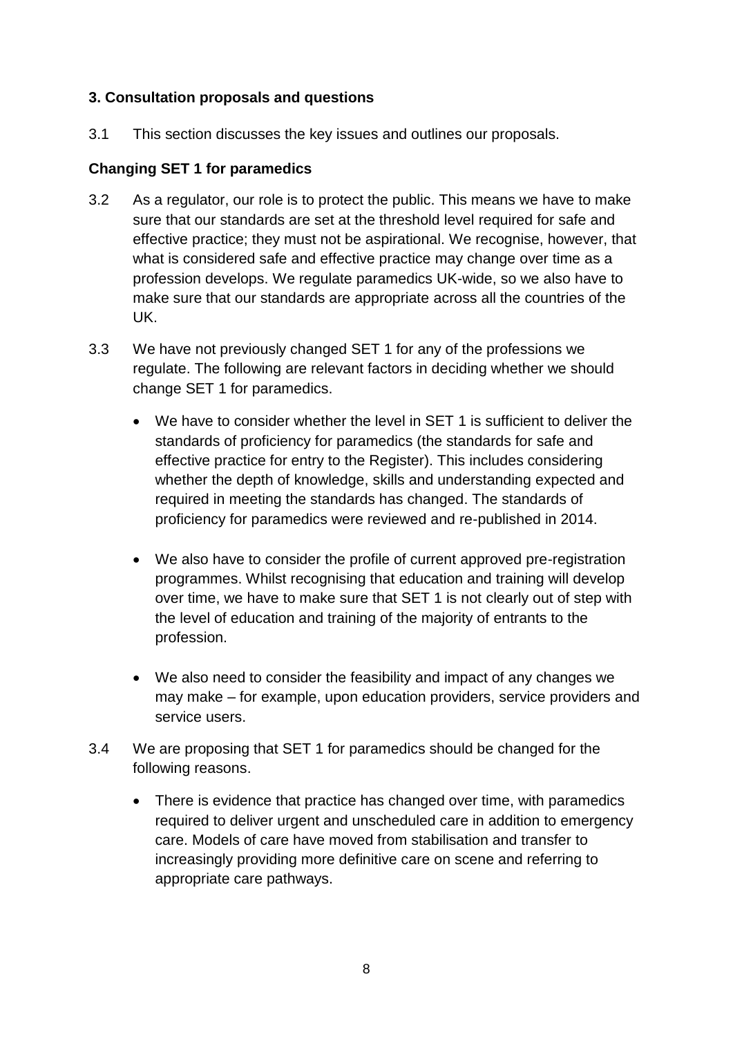## 3. Consultation proposals and questions

3.1 This section discusses the key issues and outlines our proposals.

### Changing SET 1 for paramedics

3.2 As a regulator, our role is to protect the public. This means we have to make sure that our standards are set at the threshold level required for safe and effective practice; they must not be aspirational. We recognise, however, that what is considered safe and effective practice may change over time as a profession develops. We regulate paramedics UK-wide, so we also have to make sure that our standards are appropriate across all the countries of the UK.

3.3 We have not previously changed SET 1 for any of the professions we regulate. The following are relevant factors in deciding whether we should change SET 1 for paramedics.

- We have to consider whether the level in SET 1 is sufficient to deliver the standards of proficiency for paramedics (the standards for safe and effective practice for entry to the Register). This includes considering whether the depth of knowledge, skills and understanding expected and required in meeting the standards has changed. The standards of proficiency for paramedics were reviewed and re-published in 2014.

- We also have to consider the profile of current approved pre-registration programmes. Whilst recognising that education and training will develop over time, we have to make sure that SET 1 is not clearly out of step with the level of education and training of the majority of entrants to the profession.

- We also need to consider the feasibility and impact of any changes we may make – for example, upon education providers, service providers and service users.

3.4 We are proposing that SET 1 for paramedics should be changed for the following reasons.

- There is evidence that practice has changed over time, with paramedics required to deliver urgent and unscheduled care in addition to emergency care. Models of care have moved from stabilisation and transfer to increasingly providing more definitive care on scene and referring to appropriate care pathways.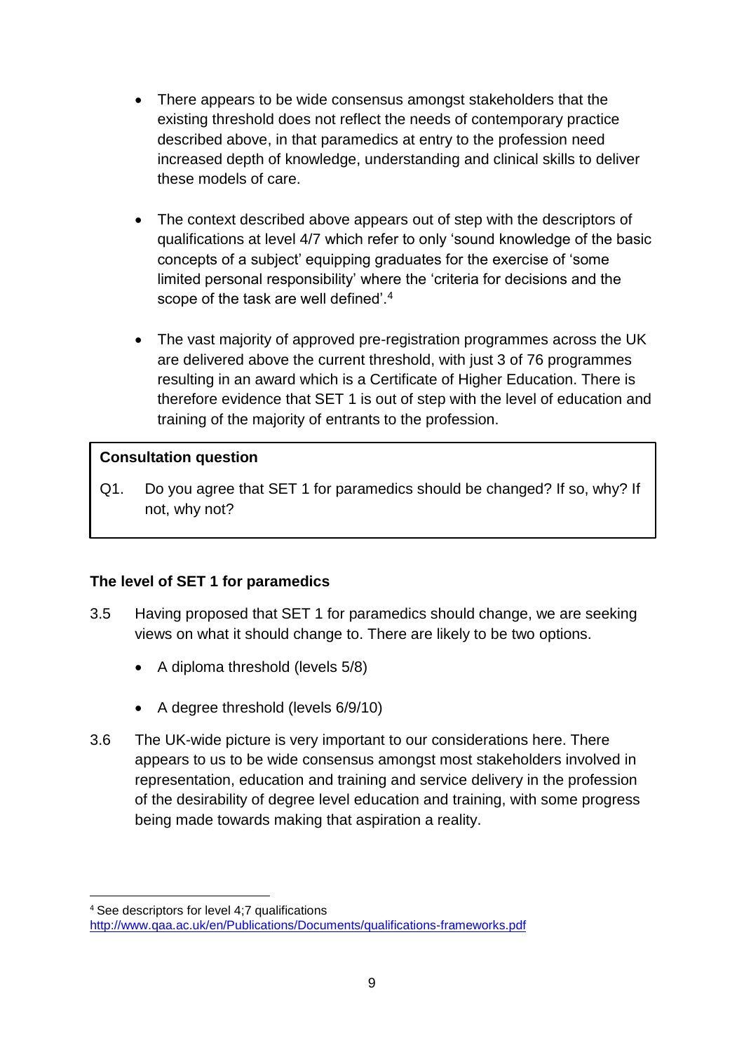- There appears to be wide consensus amongst stakeholders that the existing threshold does not reflect the needs of contemporary practice described above, in that paramedics at entry to the profession need increased depth of knowledge, understanding and clinical skills to deliver these models of care.

- The context described above appears out of step with the descriptors of qualifications at level 4/7 which refer to only 'sound knowledge of the basic concepts of a subject' equipping graduates for the exercise of 'some limited personal responsibility' where the 'criteria for decisions and the scope of the task are well defined'.[4]

- The vast majority of approved pre-registration programmes across the UK are delivered above the current threshold, with just 3 of 76 programmes resulting in an award which is a Certificate of Higher Education. There is therefore evidence that SET 1 is out of step with the level of education and training of the majority of entrants to the profession.

> **Consultation question**
>
> Q1. Do you agree that SET 1 for paramedics should be changed? If so, why? If not, why not?

### The level of SET 1 for paramedics

3.5 Having proposed that SET 1 for paramedics should change, we are seeking views on what it should change to. There are likely to be two options.

- A diploma threshold (levels 5/8)

- A degree threshold (levels 6/9/10)

3.6 The UK-wide picture is very important to our considerations here. There appears to us to be wide consensus amongst most stakeholders involved in representation, education and training and service delivery in the profession of the desirability of degree level education and training, with some progress being made towards making that aspiration a reality.

---

[4] See descriptors for level 4;7 qualifications http://www.qaa.ac.uk/en/Publications/Documents/qualifications-frameworks.pdf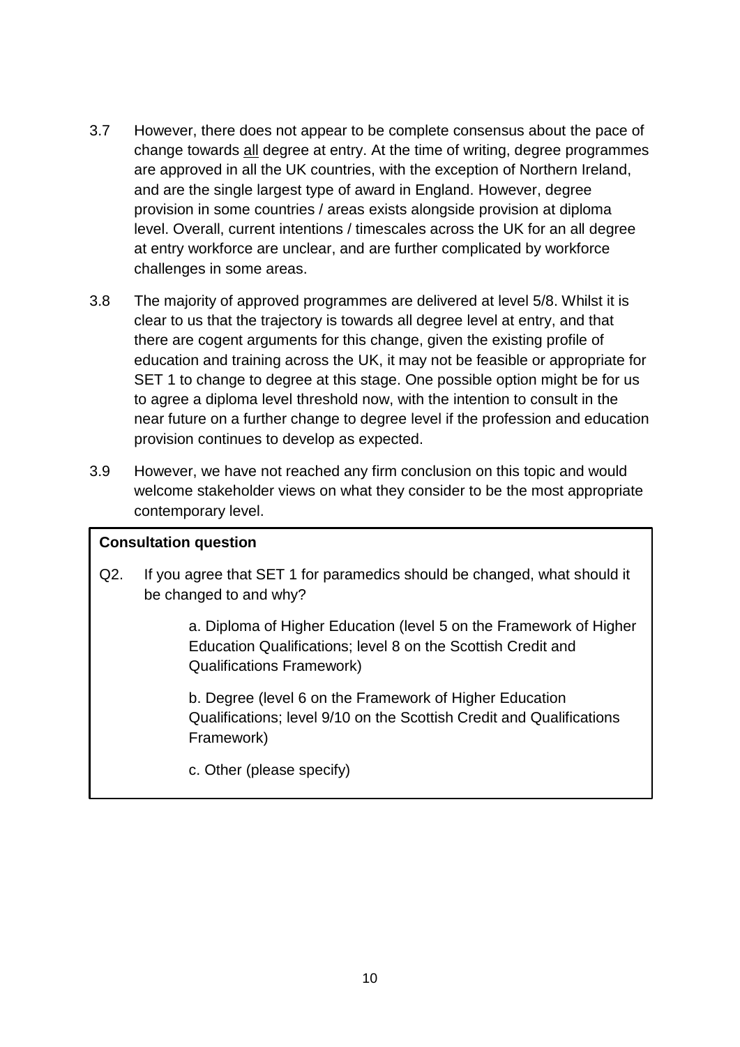3.7 However, there does not appear to be complete consensus about the pace of change towards <u>all</u> degree at entry. At the time of writing, degree programmes are approved in all the UK countries, with the exception of Northern Ireland, and are the single largest type of award in England. However, degree provision in some countries / areas exists alongside provision at diploma level. Overall, current intentions / timescales across the UK for an all degree at entry workforce are unclear, and are further complicated by workforce challenges in some areas.

3.8 The majority of approved programmes are delivered at level 5/8. Whilst it is clear to us that the trajectory is towards all degree level at entry, and that there are cogent arguments for this change, given the existing profile of education and training across the UK, it may not be feasible or appropriate for SET 1 to change to degree at this stage. One possible option might be for us to agree a diploma level threshold now, with the intention to consult in the near future on a further change to degree level if the profession and education provision continues to develop as expected.

3.9 However, we have not reached any firm conclusion on this topic and would welcome stakeholder views on what they consider to be the most appropriate contemporary level.

**Consultation question**

Q2. If you agree that SET 1 for paramedics should be changed, what should it be changed to and why?

a. Diploma of Higher Education (level 5 on the Framework of Higher Education Qualifications; level 8 on the Scottish Credit and Qualifications Framework)

b. Degree (level 6 on the Framework of Higher Education Qualifications; level 9/10 on the Scottish Credit and Qualifications Framework)

c. Other (please specify)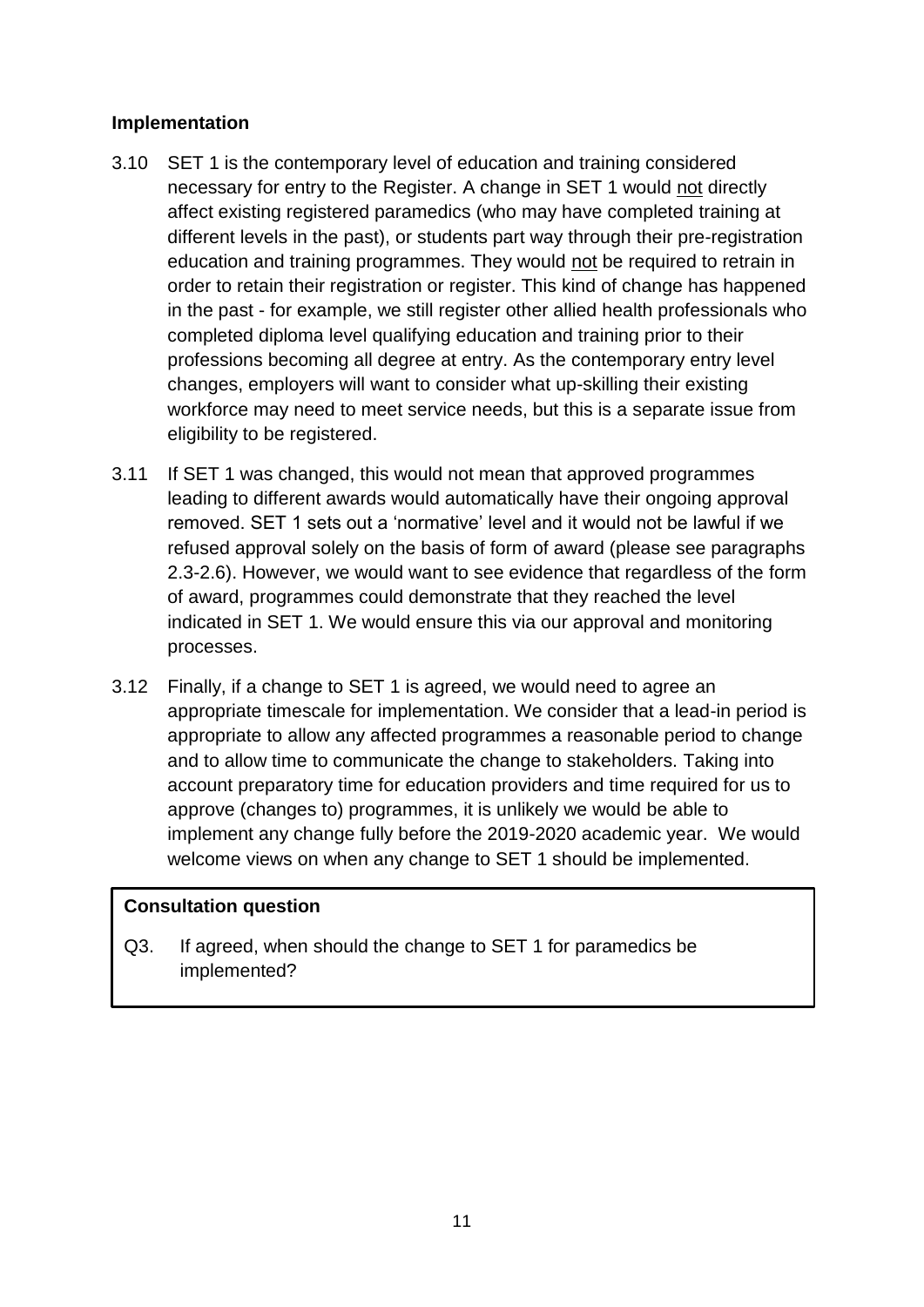**Implementation**

3.10 SET 1 is the contemporary level of education and training considered necessary for entry to the Register. A change in SET 1 would <u>not</u> directly affect existing registered paramedics (who may have completed training at different levels in the past), or students part way through their pre-registration education and training programmes. They would <u>not</u> be required to retrain in order to retain their registration or register. This kind of change has happened in the past - for example, we still register other allied health professionals who completed diploma level qualifying education and training prior to their professions becoming all degree at entry. As the contemporary entry level changes, employers will want to consider what up-skilling their existing workforce may need to meet service needs, but this is a separate issue from eligibility to be registered.

3.11 If SET 1 was changed, this would not mean that approved programmes leading to different awards would automatically have their ongoing approval removed. SET 1 sets out a 'normative' level and it would not be lawful if we refused approval solely on the basis of form of award (please see paragraphs 2.3-2.6). However, we would want to see evidence that regardless of the form of award, programmes could demonstrate that they reached the level indicated in SET 1. We would ensure this via our approval and monitoring processes.

3.12 Finally, if a change to SET 1 is agreed, we would need to agree an appropriate timescale for implementation. We consider that a lead-in period is appropriate to allow any affected programmes a reasonable period to change and to allow time to communicate the change to stakeholders. Taking into account preparatory time for education providers and time required for us to approve (changes to) programmes, it is unlikely we would be able to implement any change fully before the 2019-2020 academic year. We would welcome views on when any change to SET 1 should be implemented.

**Consultation question**

Q3. If agreed, when should the change to SET 1 for paramedics be implemented?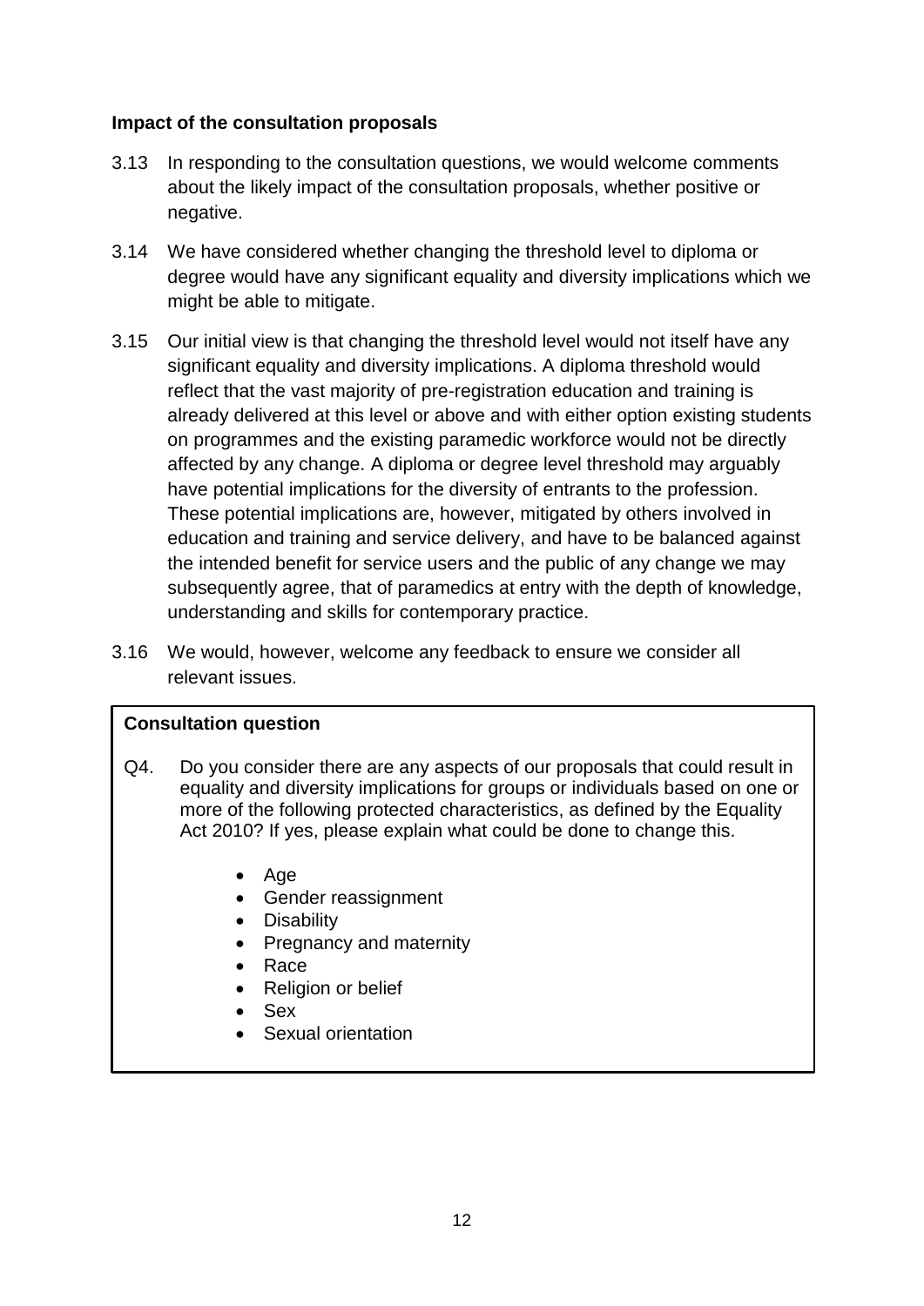### Impact of the consultation proposals

3.13 In responding to the consultation questions, we would welcome comments about the likely impact of the consultation proposals, whether positive or negative.

3.14 We have considered whether changing the threshold level to diploma or degree would have any significant equality and diversity implications which we might be able to mitigate.

3.15 Our initial view is that changing the threshold level would not itself have any significant equality and diversity implications. A diploma threshold would reflect that the vast majority of pre-registration education and training is already delivered at this level or above and with either option existing students on programmes and the existing paramedic workforce would not be directly affected by any change. A diploma or degree level threshold may arguably have potential implications for the diversity of entrants to the profession. These potential implications are, however, mitigated by others involved in education and training and service delivery, and have to be balanced against the intended benefit for service users and the public of any change we may subsequently agree, that of paramedics at entry with the depth of knowledge, understanding and skills for contemporary practice.

3.16 We would, however, welcome any feedback to ensure we consider all relevant issues.

**Consultation question**

Q4. Do you consider there are any aspects of our proposals that could result in equality and diversity implications for groups or individuals based on one or more of the following protected characteristics, as defined by the Equality Act 2010? If yes, please explain what could be done to change this.

- Age
- Gender reassignment
- Disability
- Pregnancy and maternity
- Race
- Religion or belief
- Sex
- Sexual orientation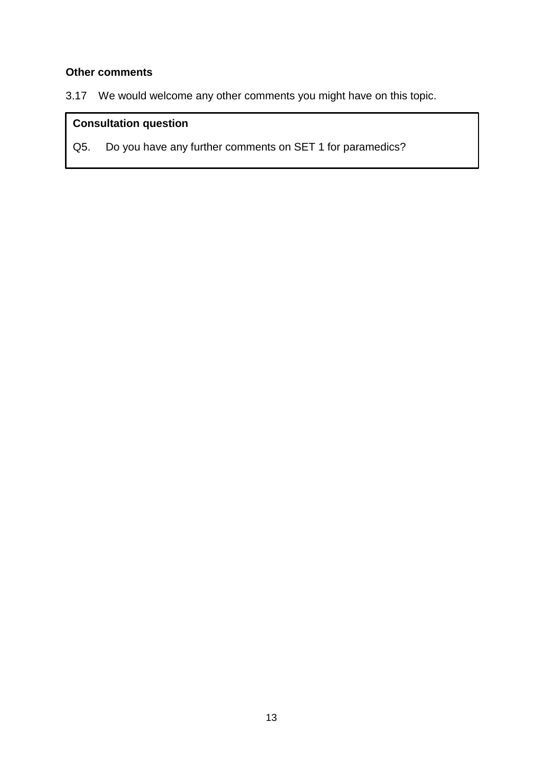**Other comments**

3.17 We would welcome any other comments you might have on this topic.

**Consultation question**

Q5. Do you have any further comments on SET 1 for paramedics?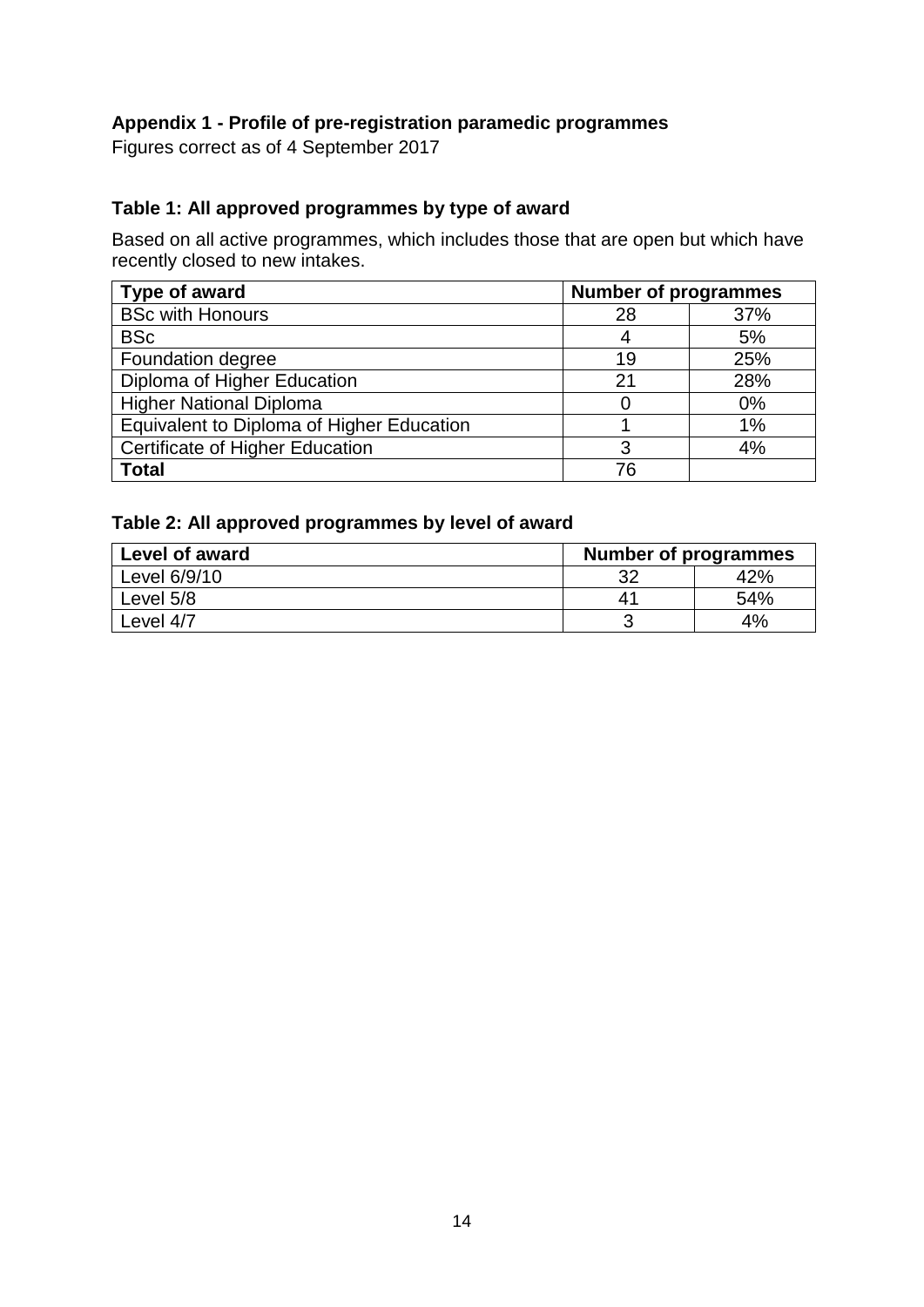## Appendix 1 - Profile of pre-registration paramedic programmes

Figures correct as of 4 September 2017

### Table 1: All approved programmes by type of award

Based on all active programmes, which includes those that are open but which have recently closed to new intakes.

| Type of award | Number of programmes | |
|---|---|---|
| BSc with Honours | 28 | 37% |
| BSc | 4 | 5% |
| Foundation degree | 19 | 25% |
| Diploma of Higher Education | 21 | 28% |
| Higher National Diploma | 0 | 0% |
| Equivalent to Diploma of Higher Education | 1 | 1% |
| Certificate of Higher Education | 3 | 4% |
| **Total** | 76 | |

### Table 2: All approved programmes by level of award

| Level of award | Number of programmes | |
|---|---|---|
| Level 6/9/10 | 32 | 42% |
| Level 5/8 | 41 | 54% |
| Level 4/7 | 3 | 4% |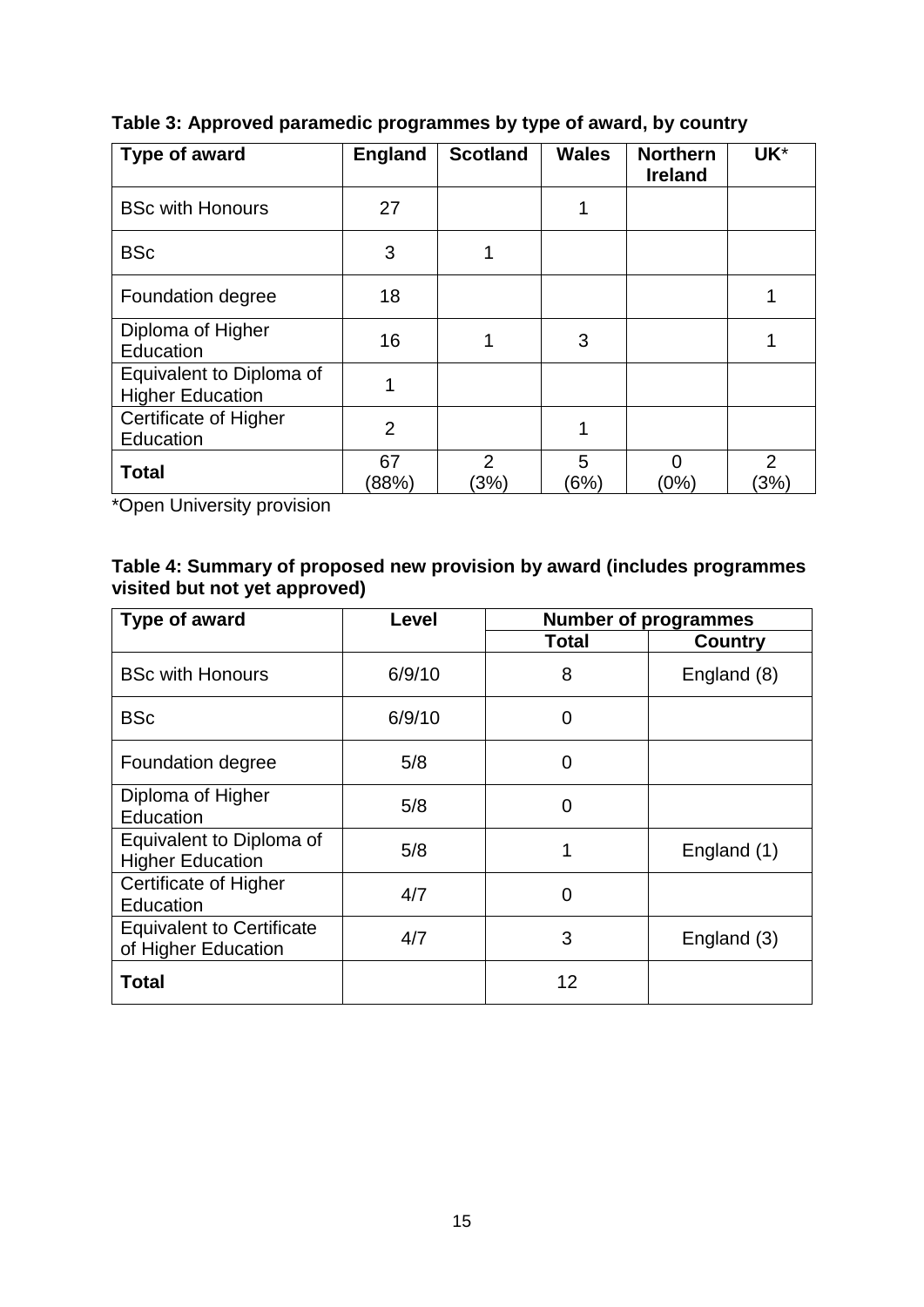**Table 3: Approved paramedic programmes by type of award, by country**

| Type of award | England | Scotland | Wales | Northern Ireland | UK* |
|---|---|---|---|---|---|
| BSc with Honours | 27 | | 1 | | |
| BSc | 3 | 1 | | | |
| Foundation degree | 18 | | | | 1 |
| Diploma of Higher Education | 16 | 1 | 3 | | 1 |
| Equivalent to Diploma of Higher Education | 1 | | | | |
| Certificate of Higher Education | 2 | | 1 | | |
| **Total** | 67 (88%) | 2 (3%) | 5 (6%) | 0 (0%) | 2 (3%) |

*Open University provision

**Table 4: Summary of proposed new provision by award (includes programmes visited but not yet approved)**

| Type of award | Level | Number of programmes | |
|---|---|---|---|
| | | **Total** | **Country** |
| BSc with Honours | 6/9/10 | 8 | England (8) |
| BSc | 6/9/10 | 0 | |
| Foundation degree | 5/8 | 0 | |
| Diploma of Higher Education | 5/8 | 0 | |
| Equivalent to Diploma of Higher Education | 5/8 | 1 | England (1) |
| Certificate of Higher Education | 4/7 | 0 | |
| Equivalent to Certificate of Higher Education | 4/7 | 3 | England (3) |
| **Total** | | 12 | |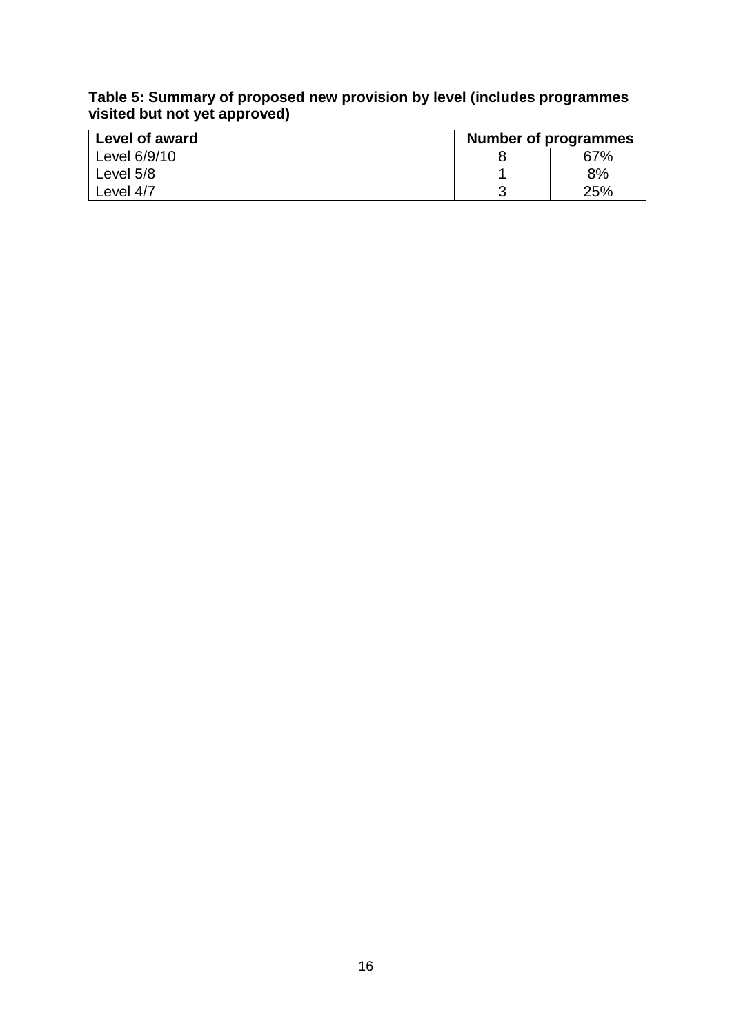**Table 5: Summary of proposed new provision by level (includes programmes visited but not yet approved)**

| Level of award | Number of programmes | |
|---|---|---|
| Level 6/9/10 | 8 | 67% |
| Level 5/8 | 1 | 8% |
| Level 4/7 | 3 | 25% |